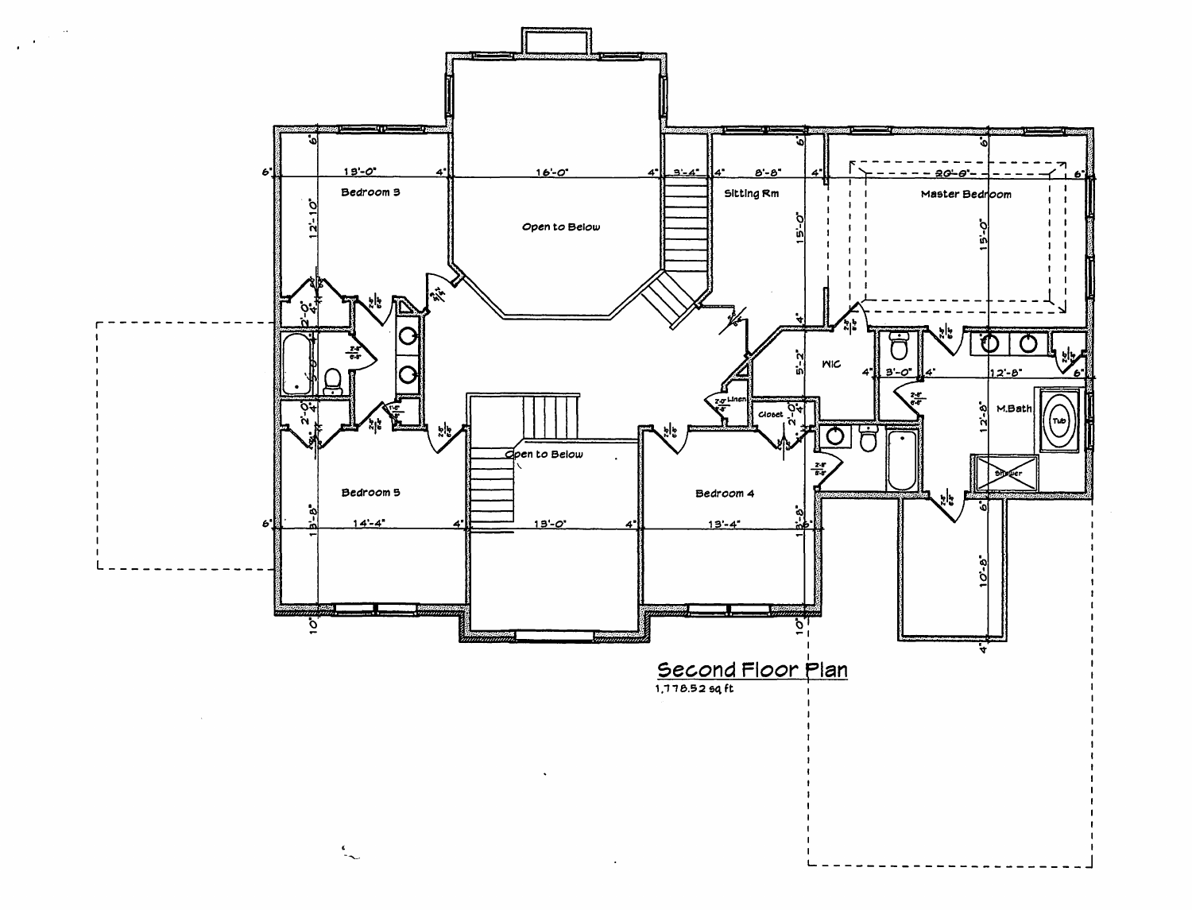## Second Floor Plan

1,778.52 sq ft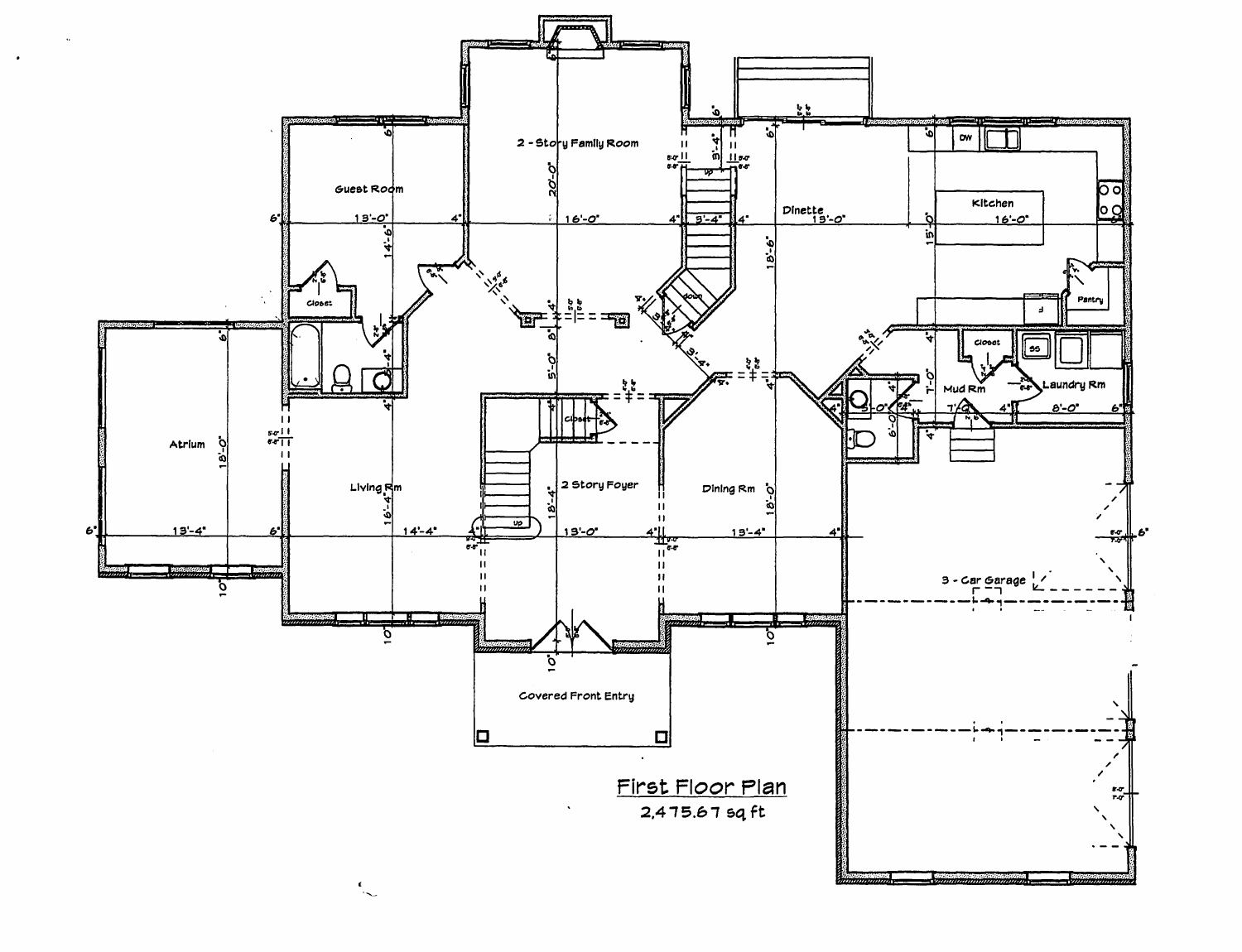# First Floor Plan

2,475.67 sq ft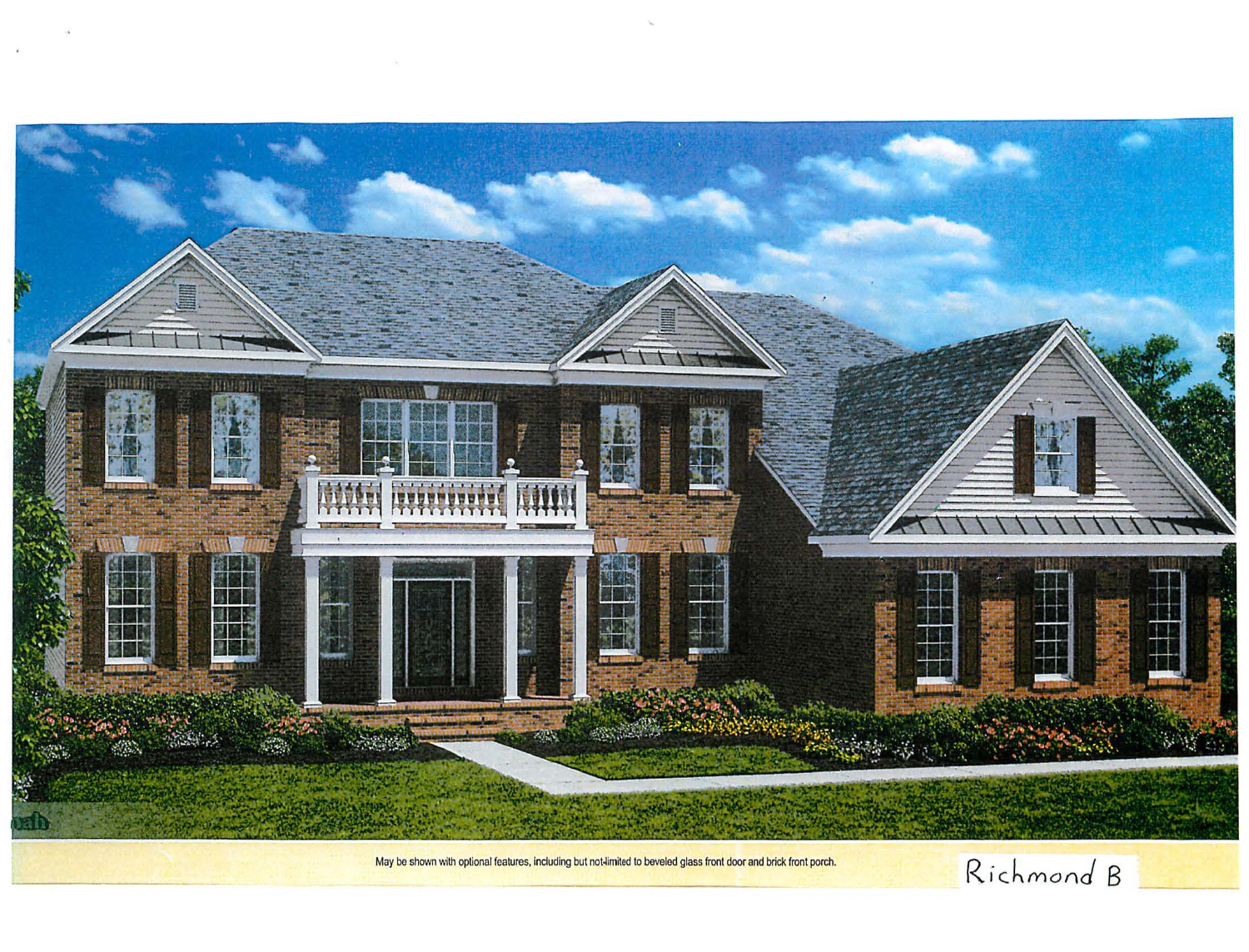May be shown with optional features, including but not limited to beveled glass front door and brick front porch.

Richmond B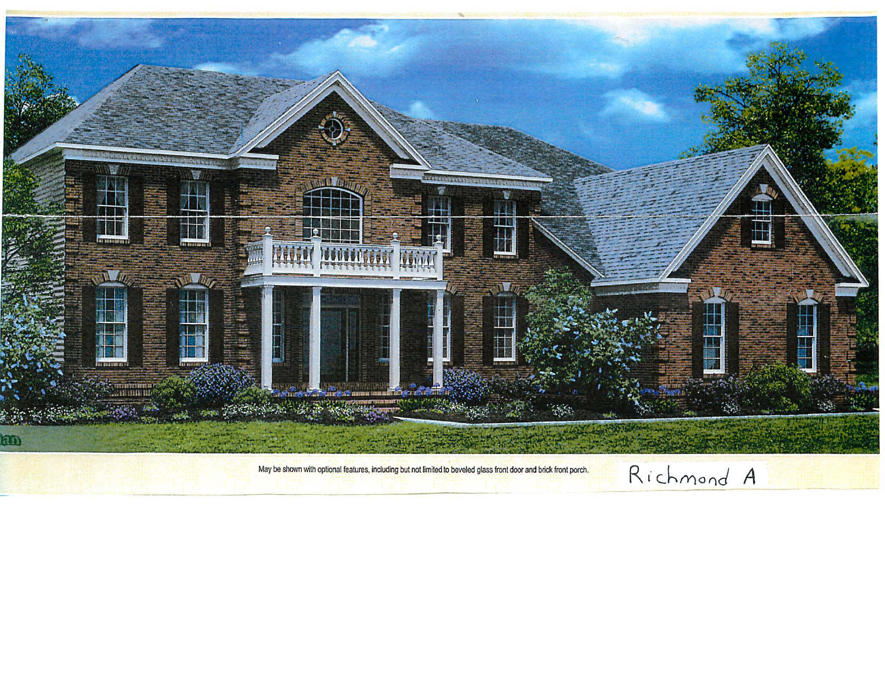May be shown with optional features, including but not limited to beveled glass front door and brick front porch.

Richmond A